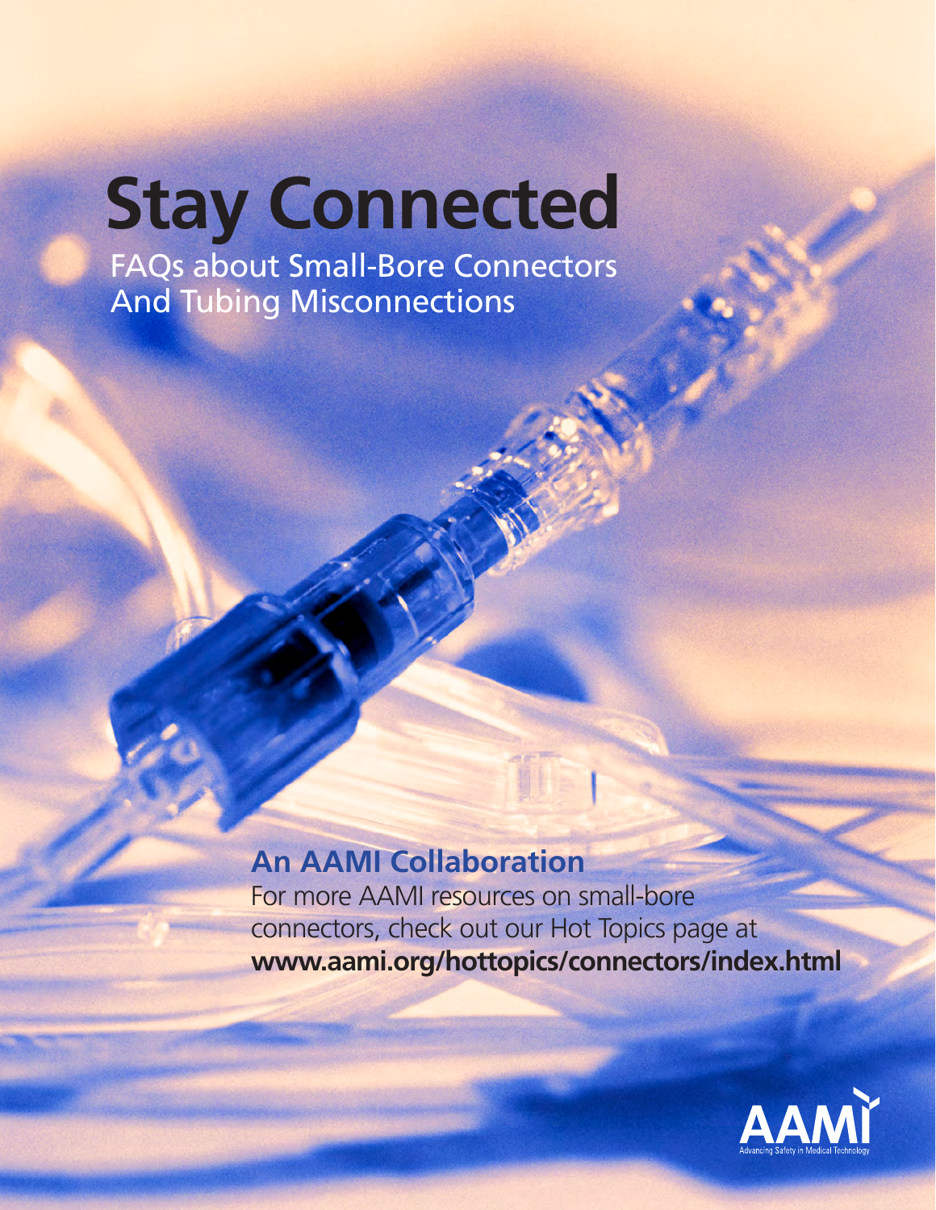# Stay Connected

## FAQs about Small-Bore Connectors And Tubing Misconnections

### An AAMI Collaboration

For more AAMI resources on small-bore connectors, check out our Hot Topics page at **www.aami.org/hottopics/connectors/index.html**

AAMI
Advancing Safety in Medical Technology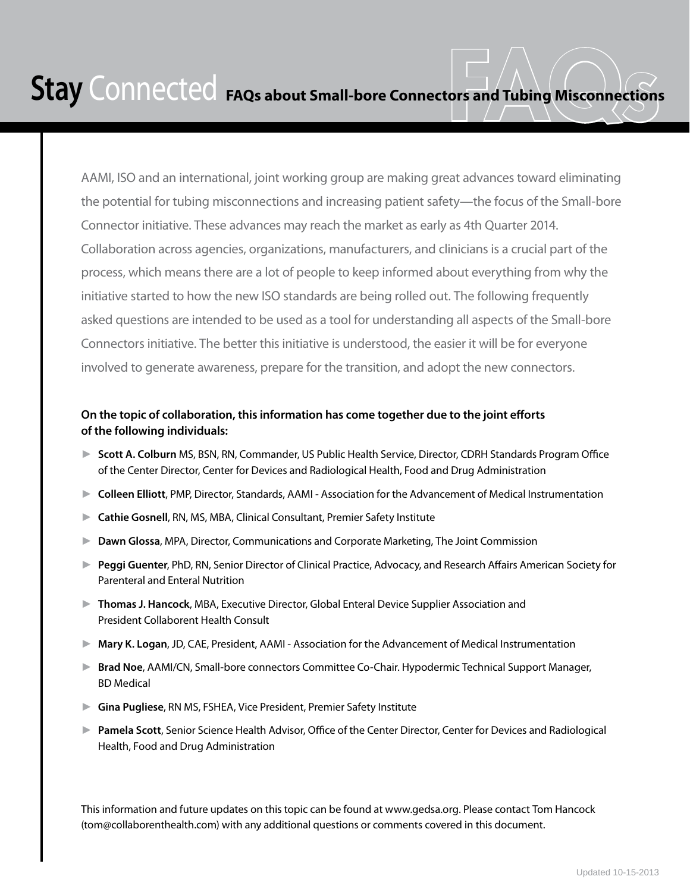# **Stay** Connected **FAQs about Small-bore Connectors and Tubing Misconnections**

AAMI, ISO and an international, joint working group are making great advances toward eliminating the potential for tubing misconnections and increasing patient safety—the focus of the Small-bore Connector initiative. These advances may reach the market as early as 4th Quarter 2014. Collaboration across agencies, organizations, manufacturers, and clinicians is a crucial part of the process, which means there are a lot of people to keep informed about everything from why the initiative started to how the new ISO standards are being rolled out. The following frequently asked questions are intended to be used as a tool for understanding all aspects of the Small-bore Connectors initiative. The better this initiative is understood, the easier it will be for everyone involved to generate awareness, prepare for the transition, and adopt the new connectors.

**On the topic of collaboration, this information has come together due to the joint efforts of the following individuals:**

- **Scott A. Colburn** MS, BSN, RN, Commander, US Public Health Service, Director, CDRH Standards Program Office of the Center Director, Center for Devices and Radiological Health, Food and Drug Administration
- **Colleen Elliott**, PMP, Director, Standards, AAMI - Association for the Advancement of Medical Instrumentation
- **Cathie Gosnell**, RN, MS, MBA, Clinical Consultant, Premier Safety Institute
- **Dawn Glossa**, MPA, Director, Communications and Corporate Marketing, The Joint Commission
- **Peggi Guenter**, PhD, RN, Senior Director of Clinical Practice, Advocacy, and Research Affairs American Society for Parenteral and Enteral Nutrition
- **Thomas J. Hancock**, MBA, Executive Director, Global Enteral Device Supplier Association and President Collaborent Health Consult
- **Mary K. Logan**, JD, CAE, President, AAMI - Association for the Advancement of Medical Instrumentation
- **Brad Noe**, AAMI/CN, Small-bore connectors Committee Co-Chair. Hypodermic Technical Support Manager, BD Medical
- **Gina Pugliese**, RN MS, FSHEA, Vice President, Premier Safety Institute
- **Pamela Scott**, Senior Science Health Advisor, Office of the Center Director, Center for Devices and Radiological Health, Food and Drug Administration

This information and future updates on this topic can be found at www.gedsa.org. Please contact Tom Hancock (tom@collaborenthealth.com) with any additional questions or comments covered in this document.

Updated 10-15-2013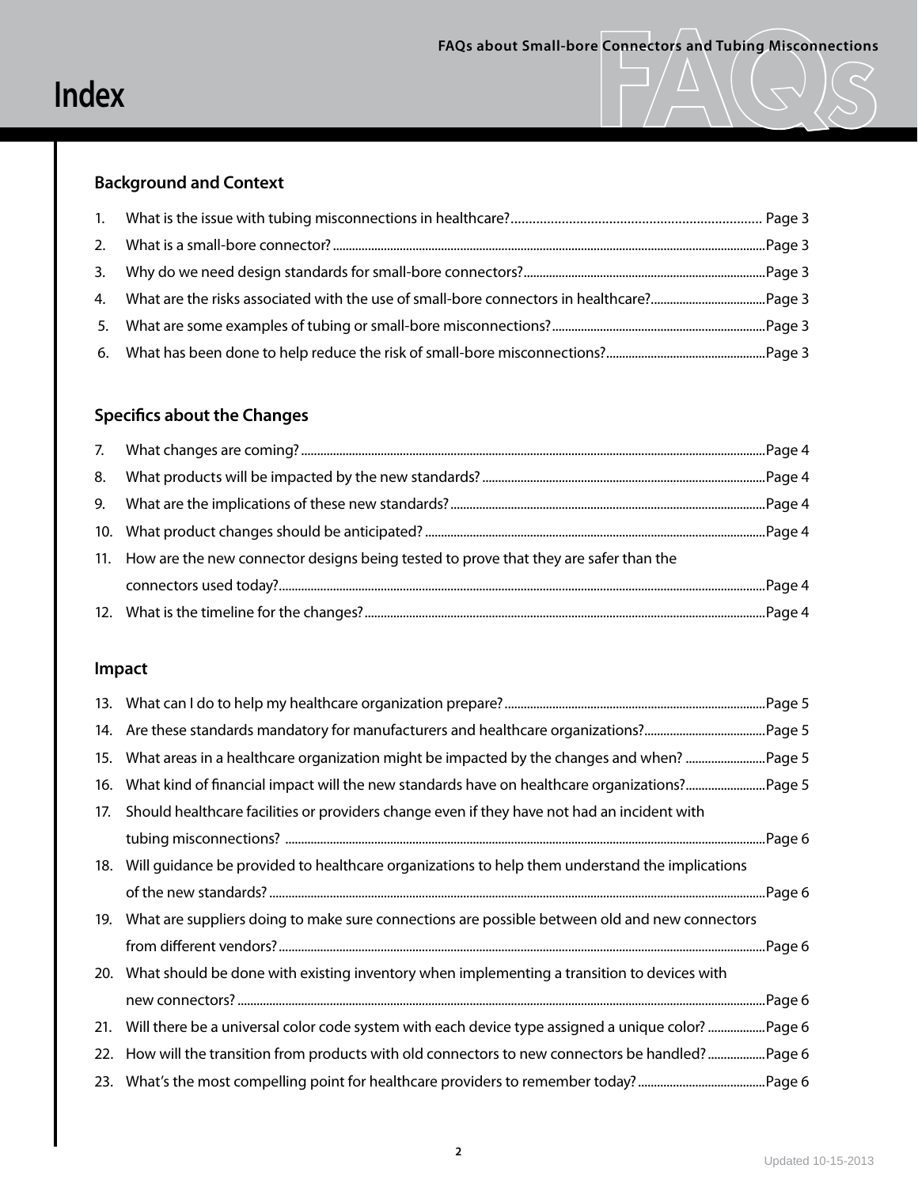# Index

## Background and Context

1. What is the issue with tubing misconnections in healthcare? ..... Page 3
2. What is a small-bore connector? ..... Page 3
3. Why do we need design standards for small-bore connectors? ..... Page 3
4. What are the risks associated with the use of small-bore connectors in healthcare? ..... Page 3
5. What are some examples of tubing or small-bore misconnections? ..... Page 3
6. What has been done to help reduce the risk of small-bore misconnections? ..... Page 3

## Specifics about the Changes

7. What changes are coming? ..... Page 4
8. What products will be impacted by the new standards? ..... Page 4
9. What are the implications of these new standards? ..... Page 4
10. What product changes should be anticipated? ..... Page 4
11. How are the new connector designs being tested to prove that they are safer than the connectors used today? ..... Page 4
12. What is the timeline for the changes? ..... Page 4

## Impact

13. What can I do to help my healthcare organization prepare? ..... Page 5
14. Are these standards mandatory for manufacturers and healthcare organizations? ..... Page 5
15. What areas in a healthcare organization might be impacted by the changes and when? ..... Page 5
16. What kind of financial impact will the new standards have on healthcare organizations? ..... Page 5
17. Should healthcare facilities or providers change even if they have not had an incident with tubing misconnections? ..... Page 6
18. Will guidance be provided to healthcare organizations to help them understand the implications of the new standards? ..... Page 6
19. What are suppliers doing to make sure connections are possible between old and new connectors from different vendors? ..... Page 6
20. What should be done with existing inventory when implementing a transition to devices with new connectors? ..... Page 6
21. Will there be a universal color code system with each device type assigned a unique color? ..... Page 6
22. How will the transition from products with old connectors to new connectors be handled? ..... Page 6
23. What's the most compelling point for healthcare providers to remember today? ..... Page 6

Updated 10-15-2013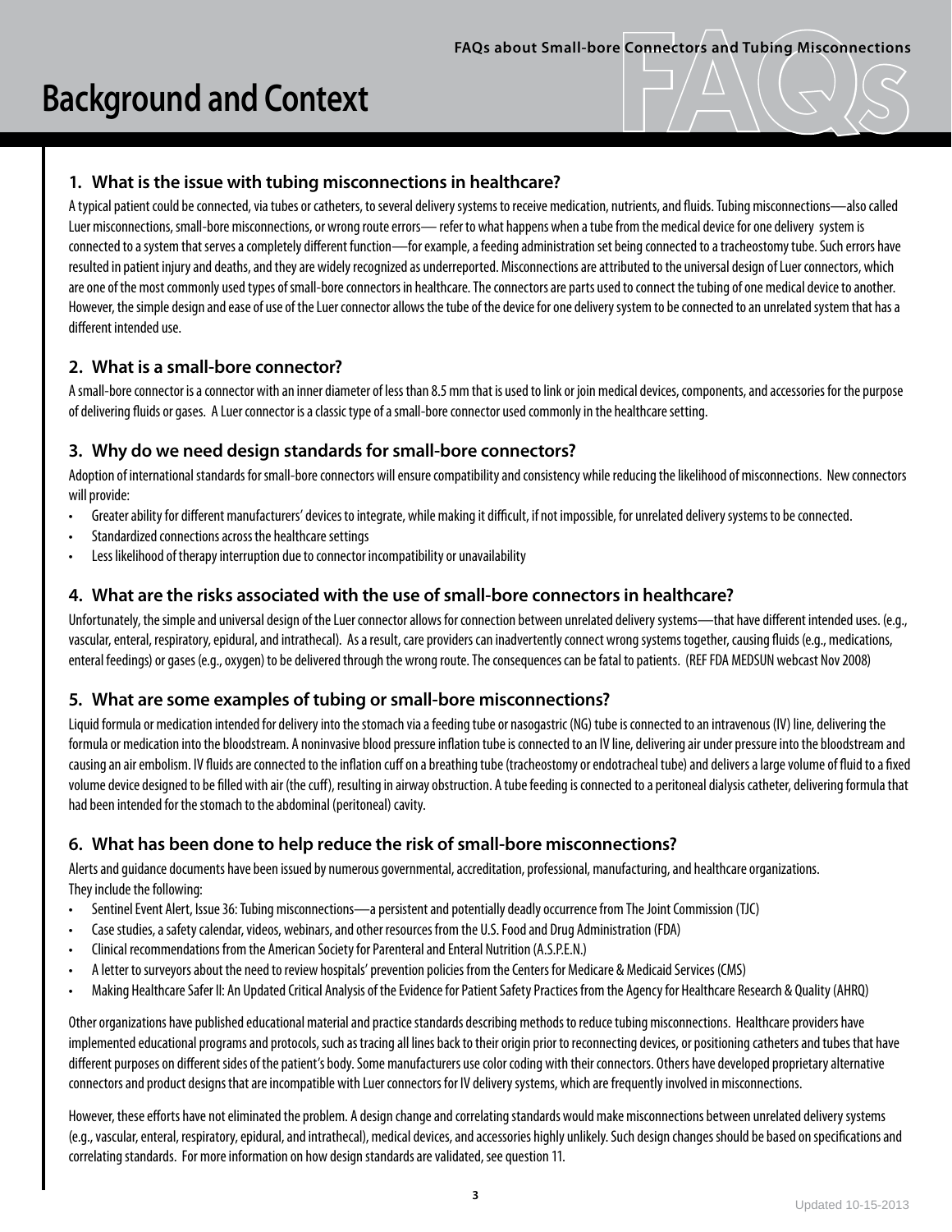# Background and Context

### 1. What is the issue with tubing misconnections in healthcare?

A typical patient could be connected, via tubes or catheters, to several delivery systems to receive medication, nutrients, and fluids. Tubing misconnections—also called Luer misconnections, small-bore misconnections, or wrong route errors— refer to what happens when a tube from the medical device for one delivery system is connected to a system that serves a completely different function—for example, a feeding administration set being connected to a tracheostomy tube. Such errors have resulted in patient injury and deaths, and they are widely recognized as underreported. Misconnections are attributed to the universal design of Luer connectors, which are one of the most commonly used types of small-bore connectors in healthcare. The connectors are parts used to connect the tubing of one medical device to another. However, the simple design and ease of use of the Luer connector allows the tube of the device for one delivery system to be connected to an unrelated system that has a different intended use.

### 2. What is a small-bore connector?

A small-bore connector is a connector with an inner diameter of less than 8.5 mm that is used to link or join medical devices, components, and accessories for the purpose of delivering fluids or gases. A Luer connector is a classic type of a small-bore connector used commonly in the healthcare setting.

### 3. Why do we need design standards for small-bore connectors?

Adoption of international standards for small-bore connectors will ensure compatibility and consistency while reducing the likelihood of misconnections. New connectors will provide:

- Greater ability for different manufacturers' devices to integrate, while making it difficult, if not impossible, for unrelated delivery systems to be connected.
- Standardized connections across the healthcare settings
- Less likelihood of therapy interruption due to connector incompatibility or unavailability

### 4. What are the risks associated with the use of small-bore connectors in healthcare?

Unfortunately, the simple and universal design of the Luer connector allows for connection between unrelated delivery systems—that have different intended uses. (e.g., vascular, enteral, respiratory, epidural, and intrathecal). As a result, care providers can inadvertently connect wrong systems together, causing fluids (e.g., medications, enteral feedings) or gases (e.g., oxygen) to be delivered through the wrong route. The consequences can be fatal to patients. (REF FDA MEDSUN webcast Nov 2008)

### 5. What are some examples of tubing or small-bore misconnections?

Liquid formula or medication intended for delivery into the stomach via a feeding tube or nasogastric (NG) tube is connected to an intravenous (IV) line, delivering the formula or medication into the bloodstream. A noninvasive blood pressure inflation tube is connected to an IV line, delivering air under pressure into the bloodstream and causing an air embolism. IV fluids are connected to the inflation cuff on a breathing tube (tracheostomy or endotracheal tube) and delivers a large volume of fluid to a fixed volume device designed to be filled with air (the cuff), resulting in airway obstruction. A tube feeding is connected to a peritoneal dialysis catheter, delivering formula that had been intended for the stomach to the abdominal (peritoneal) cavity.

### 6. What has been done to help reduce the risk of small-bore misconnections?

Alerts and guidance documents have been issued by numerous governmental, accreditation, professional, manufacturing, and healthcare organizations. They include the following:

- Sentinel Event Alert, Issue 36: Tubing misconnections—a persistent and potentially deadly occurrence from The Joint Commission (TJC)
- Case studies, a safety calendar, videos, webinars, and other resources from the U.S. Food and Drug Administration (FDA)
- Clinical recommendations from the American Society for Parenteral and Enteral Nutrition (A.S.P.E.N.)
- A letter to surveyors about the need to review hospitals' prevention policies from the Centers for Medicare & Medicaid Services (CMS)
- Making Healthcare Safer II: An Updated Critical Analysis of the Evidence for Patient Safety Practices from the Agency for Healthcare Research & Quality (AHRQ)

Other organizations have published educational material and practice standards describing methods to reduce tubing misconnections. Healthcare providers have implemented educational programs and protocols, such as tracing all lines back to their origin prior to reconnecting devices, or positioning catheters and tubes that have different purposes on different sides of the patient's body. Some manufacturers use color coding with their connectors. Others have developed proprietary alternative connectors and product designs that are incompatible with Luer connectors for IV delivery systems, which are frequently involved in misconnections.

However, these efforts have not eliminated the problem. A design change and correlating standards would make misconnections between unrelated delivery systems (e.g., vascular, enteral, respiratory, epidural, and intrathecal), medical devices, and accessories highly unlikely. Such design changes should be based on specifications and correlating standards. For more information on how design standards are validated, see question 11.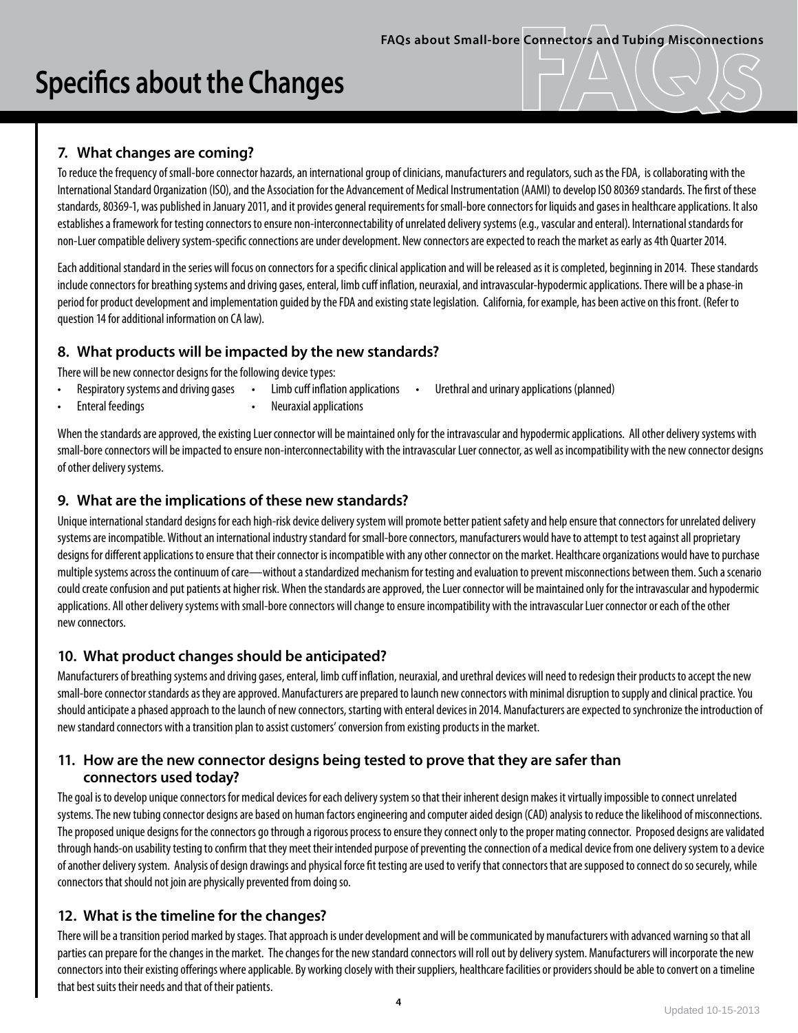# Specifics about the Changes

### 7. What changes are coming?

To reduce the frequency of small-bore connector hazards, an international group of clinicians, manufacturers and regulators, such as the FDA, is collaborating with the International Standard Organization (ISO), and the Association for the Advancement of Medical Instrumentation (AAMI) to develop ISO 80369 standards. The first of these standards, 80369-1, was published in January 2011, and it provides general requirements for small-bore connectors for liquids and gases in healthcare applications. It also establishes a framework for testing connectors to ensure non-interconnectability of unrelated delivery systems (e.g., vascular and enteral). International standards for non-Luer compatible delivery system-specific connections are under development. New connectors are expected to reach the market as early as 4th Quarter 2014.

Each additional standard in the series will focus on connectors for a specific clinical application and will be released as it is completed, beginning in 2014. These standards include connectors for breathing systems and driving gases, enteral, limb cuff inflation, neuraxial, and intravascular-hypodermic applications. There will be a phase-in period for product development and implementation guided by the FDA and existing state legislation. California, for example, has been active on this front. (Refer to question 14 for additional information on CA law).

### 8. What products will be impacted by the new standards?

There will be new connector designs for the following device types:

- Respiratory systems and driving gases
- Enteral feedings
- Limb cuff inflation applications
- Neuraxial applications
- Urethral and urinary applications (planned)

When the standards are approved, the existing Luer connector will be maintained only for the intravascular and hypodermic applications. All other delivery systems with small-bore connectors will be impacted to ensure non-interconnectability with the intravascular Luer connector, as well as incompatibility with the new connector designs of other delivery systems.

### 9. What are the implications of these new standards?

Unique international standard designs for each high-risk device delivery system will promote better patient safety and help ensure that connectors for unrelated delivery systems are incompatible. Without an international industry standard for small-bore connectors, manufacturers would have to attempt to test against all proprietary designs for different applications to ensure that their connector is incompatible with any other connector on the market. Healthcare organizations would have to purchase multiple systems across the continuum of care—without a standardized mechanism for testing and evaluation to prevent misconnections between them. Such a scenario could create confusion and put patients at higher risk. When the standards are approved, the Luer connector will be maintained only for the intravascular and hypodermic applications. All other delivery systems with small-bore connectors will change to ensure incompatibility with the intravascular Luer connector or each of the other new connectors.

### 10. What product changes should be anticipated?

Manufacturers of breathing systems and driving gases, enteral, limb cuff inflation, neuraxial, and urethral devices will need to redesign their products to accept the new small-bore connector standards as they are approved. Manufacturers are prepared to launch new connectors with minimal disruption to supply and clinical practice. You should anticipate a phased approach to the launch of new connectors, starting with enteral devices in 2014. Manufacturers are expected to synchronize the introduction of new standard connectors with a transition plan to assist customers' conversion from existing products in the market.

### 11. How are the new connector designs being tested to prove that they are safer than connectors used today?

The goal is to develop unique connectors for medical devices for each delivery system so that their inherent design makes it virtually impossible to connect unrelated systems. The new tubing connector designs are based on human factors engineering and computer aided design (CAD) analysis to reduce the likelihood of misconnections. The proposed unique designs for the connectors go through a rigorous process to ensure they connect only to the proper mating connector. Proposed designs are validated through hands-on usability testing to confirm that they meet their intended purpose of preventing the connection of a medical device from one delivery system to a device of another delivery system. Analysis of design drawings and physical force fit testing are used to verify that connectors that are supposed to connect do so securely, while connectors that should not join are physically prevented from doing so.

### 12. What is the timeline for the changes?

There will be a transition period marked by stages. That approach is under development and will be communicated by manufacturers with advanced warning so that all parties can prepare for the changes in the market. The changes for the new standard connectors will roll out by delivery system. Manufacturers will incorporate the new connectors into their existing offerings where applicable. By working closely with their suppliers, healthcare facilities or providers should be able to convert on a timeline that best suits their needs and that of their patients.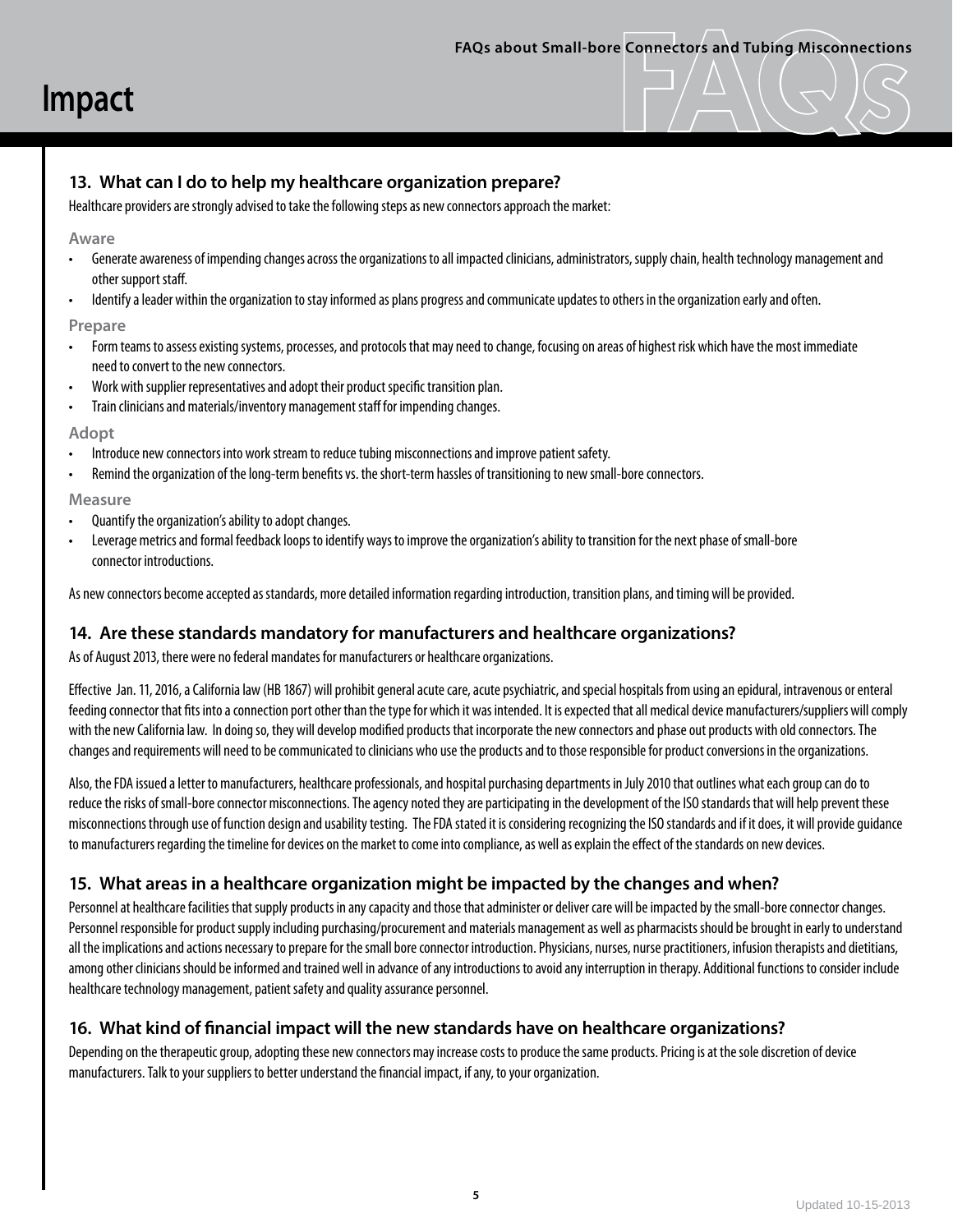# Impact

## 13. What can I do to help my healthcare organization prepare?

Healthcare providers are strongly advised to take the following steps as new connectors approach the market:

### Aware

- Generate awareness of impending changes across the organizations to all impacted clinicians, administrators, supply chain, health technology management and other support staff.
- Identify a leader within the organization to stay informed as plans progress and communicate updates to others in the organization early and often.

### Prepare

- Form teams to assess existing systems, processes, and protocols that may need to change, focusing on areas of highest risk which have the most immediate need to convert to the new connectors.
- Work with supplier representatives and adopt their product specific transition plan.
- Train clinicians and materials/inventory management staff for impending changes.

### Adopt

- Introduce new connectors into work stream to reduce tubing misconnections and improve patient safety.
- Remind the organization of the long-term benefits vs. the short-term hassles of transitioning to new small-bore connectors.

### Measure

- Quantify the organization's ability to adopt changes.
- Leverage metrics and formal feedback loops to identify ways to improve the organization's ability to transition for the next phase of small-bore connector introductions.

As new connectors become accepted as standards, more detailed information regarding introduction, transition plans, and timing will be provided.

## 14. Are these standards mandatory for manufacturers and healthcare organizations?

As of August 2013, there were no federal mandates for manufacturers or healthcare organizations.

Effective Jan. 11, 2016, a California law (HB 1867) will prohibit general acute care, acute psychiatric, and special hospitals from using an epidural, intravenous or enteral feeding connector that fits into a connection port other than the type for which it was intended. It is expected that all medical device manufacturers/suppliers will comply with the new California law. In doing so, they will develop modified products that incorporate the new connectors and phase out products with old connectors. The changes and requirements will need to be communicated to clinicians who use the products and to those responsible for product conversions in the organizations.

Also, the FDA issued a letter to manufacturers, healthcare professionals, and hospital purchasing departments in July 2010 that outlines what each group can do to reduce the risks of small-bore connector misconnections. The agency noted they are participating in the development of the ISO standards that will help prevent these misconnections through use of function design and usability testing. The FDA stated it is considering recognizing the ISO standards and if it does, it will provide guidance to manufacturers regarding the timeline for devices on the market to come into compliance, as well as explain the effect of the standards on new devices.

## 15. What areas in a healthcare organization might be impacted by the changes and when?

Personnel at healthcare facilities that supply products in any capacity and those that administer or deliver care will be impacted by the small-bore connector changes. Personnel responsible for product supply including purchasing/procurement and materials management as well as pharmacists should be brought in early to understand all the implications and actions necessary to prepare for the small bore connector introduction. Physicians, nurses, nurse practitioners, infusion therapists and dietitians, among other clinicians should be informed and trained well in advance of any introductions to avoid any interruption in therapy. Additional functions to consider include healthcare technology management, patient safety and quality assurance personnel.

## 16. What kind of financial impact will the new standards have on healthcare organizations?

Depending on the therapeutic group, adopting these new connectors may increase costs to produce the same products. Pricing is at the sole discretion of device manufacturers. Talk to your suppliers to better understand the financial impact, if any, to your organization.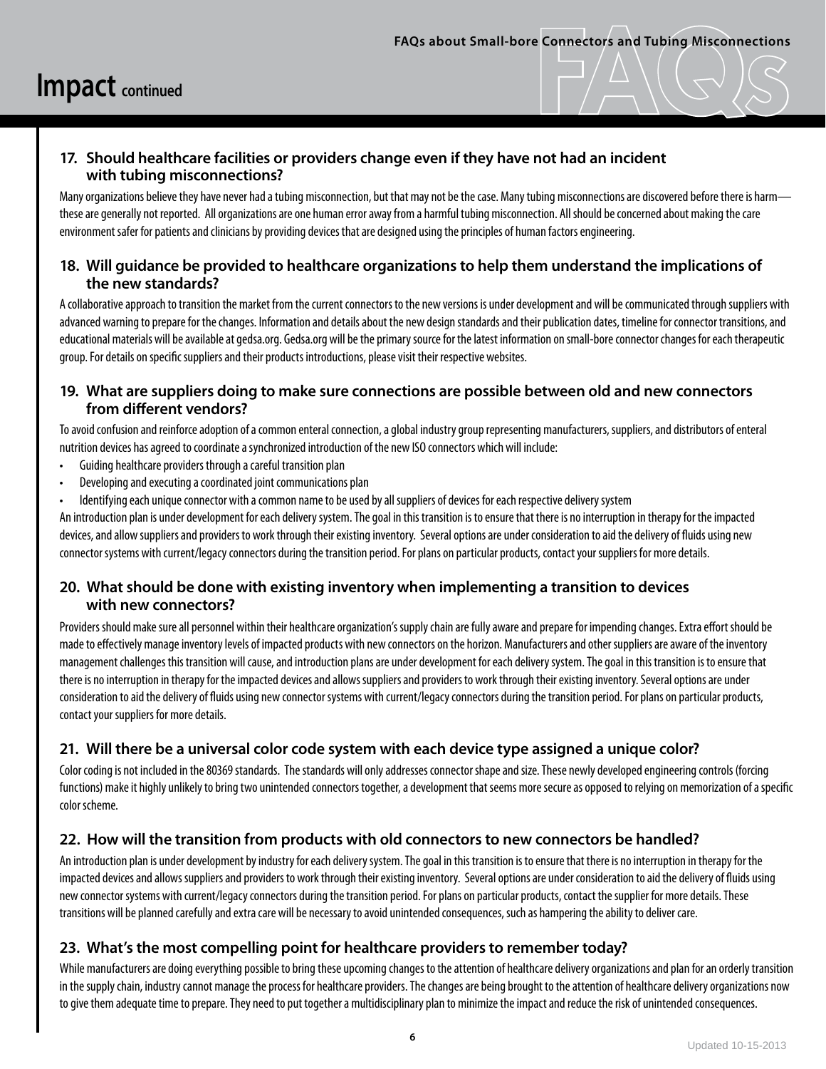# Impact continued

### 17. Should healthcare facilities or providers change even if they have not had an incident with tubing misconnections?

Many organizations believe they have never had a tubing misconnection, but that may not be the case. Many tubing misconnections are discovered before there is harm—these are generally not reported. All organizations are one human error away from a harmful tubing misconnection. All should be concerned about making the care environment safer for patients and clinicians by providing devices that are designed using the principles of human factors engineering.

### 18. Will guidance be provided to healthcare organizations to help them understand the implications of the new standards?

A collaborative approach to transition the market from the current connectors to the new versions is under development and will be communicated through suppliers with advanced warning to prepare for the changes. Information and details about the new design standards and their publication dates, timeline for connector transitions, and educational materials will be available at gedsa.org. Gedsa.org will be the primary source for the latest information on small-bore connector changes for each therapeutic group. For details on specific suppliers and their products introductions, please visit their respective websites.

### 19. What are suppliers doing to make sure connections are possible between old and new connectors from different vendors?

To avoid confusion and reinforce adoption of a common enteral connection, a global industry group representing manufacturers, suppliers, and distributors of enteral nutrition devices has agreed to coordinate a synchronized introduction of the new ISO connectors which will include:

- Guiding healthcare providers through a careful transition plan
- Developing and executing a coordinated joint communications plan
- Identifying each unique connector with a common name to be used by all suppliers of devices for each respective delivery system

An introduction plan is under development for each delivery system. The goal in this transition is to ensure that there is no interruption in therapy for the impacted devices, and allow suppliers and providers to work through their existing inventory. Several options are under consideration to aid the delivery of fluids using new connector systems with current/legacy connectors during the transition period. For plans on particular products, contact your suppliers for more details.

### 20. What should be done with existing inventory when implementing a transition to devices with new connectors?

Providers should make sure all personnel within their healthcare organization's supply chain are fully aware and prepare for impending changes. Extra effort should be made to effectively manage inventory levels of impacted products with new connectors on the horizon. Manufacturers and other suppliers are aware of the inventory management challenges this transition will cause, and introduction plans are under development for each delivery system. The goal in this transition is to ensure that there is no interruption in therapy for the impacted devices and allows suppliers and providers to work through their existing inventory. Several options are under consideration to aid the delivery of fluids using new connector systems with current/legacy connectors during the transition period. For plans on particular products, contact your suppliers for more details.

### 21. Will there be a universal color code system with each device type assigned a unique color?

Color coding is not included in the 80369 standards. The standards will only addresses connector shape and size. These newly developed engineering controls (forcing functions) make it highly unlikely to bring two unintended connectors together, a development that seems more secure as opposed to relying on memorization of a specific color scheme.

### 22. How will the transition from products with old connectors to new connectors be handled?

An introduction plan is under development by industry for each delivery system. The goal in this transition is to ensure that there is no interruption in therapy for the impacted devices and allows suppliers and providers to work through their existing inventory. Several options are under consideration to aid the delivery of fluids using new connector systems with current/legacy connectors during the transition period. For plans on particular products, contact the supplier for more details. These transitions will be planned carefully and extra care will be necessary to avoid unintended consequences, such as hampering the ability to deliver care.

### 23. What's the most compelling point for healthcare providers to remember today?

While manufacturers are doing everything possible to bring these upcoming changes to the attention of healthcare delivery organizations and plan for an orderly transition in the supply chain, industry cannot manage the process for healthcare providers. The changes are being brought to the attention of healthcare delivery organizations now to give them adequate time to prepare. They need to put together a multidisciplinary plan to minimize the impact and reduce the risk of unintended consequences.

Updated 10-15-2013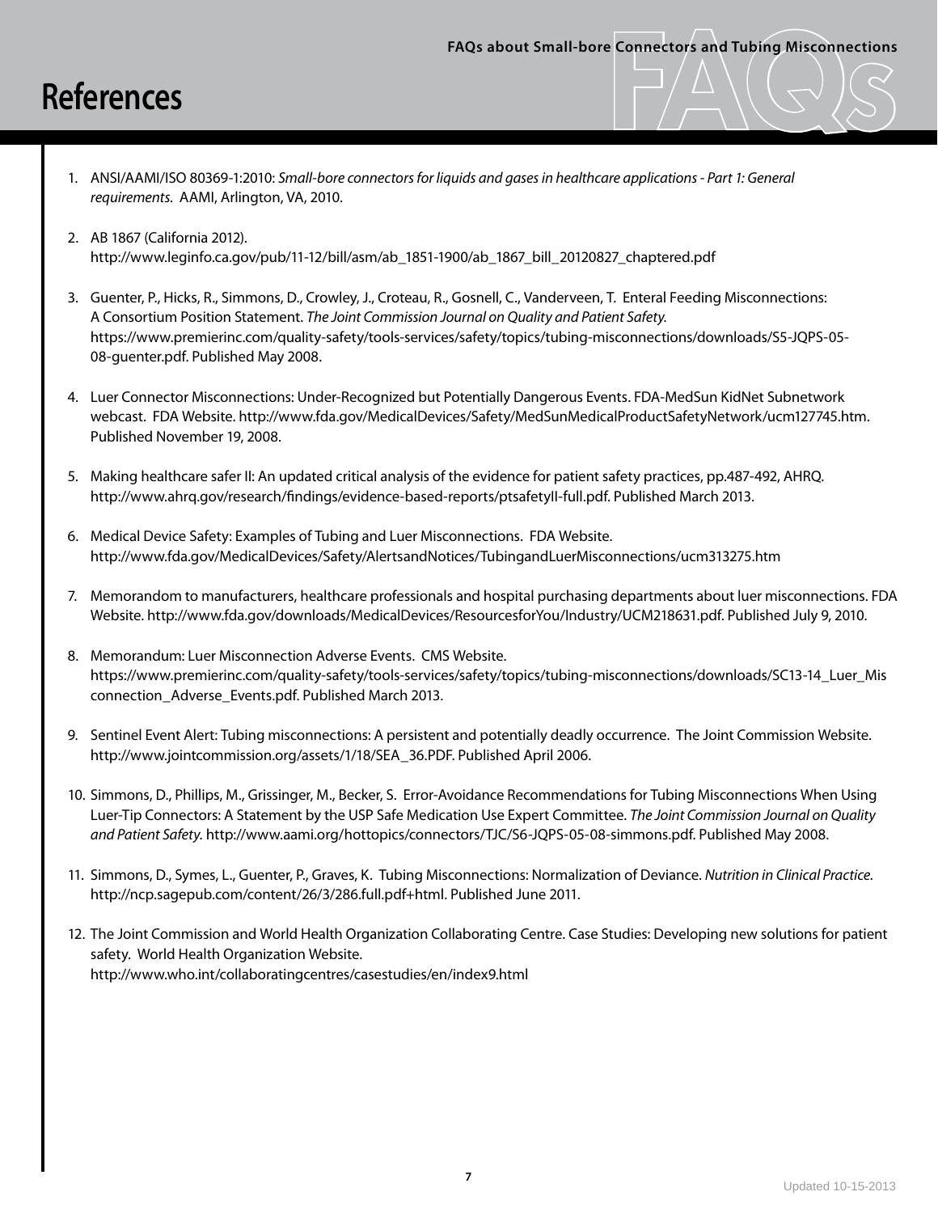# References

1. ANSI/AAMI/ISO 80369-1:2010: *Small-bore connectors for liquids and gases in healthcare applications - Part 1: General requirements.* AAMI, Arlington, VA, 2010.

2. AB 1867 (California 2012). http://www.leginfo.ca.gov/pub/11-12/bill/asm/ab_1851-1900/ab_1867_bill_20120827_chaptered.pdf

3. Guenter, P., Hicks, R., Simmons, D., Crowley, J., Croteau, R., Gosnell, C., Vanderveen, T. Enteral Feeding Misconnections: A Consortium Position Statement. *The Joint Commission Journal on Quality and Patient Safety.* https://www.premierinc.com/quality-safety/tools-services/safety/topics/tubing-misconnections/downloads/S5-JQPS-05-08-guenter.pdf. Published May 2008.

4. Luer Connector Misconnections: Under-Recognized but Potentially Dangerous Events. FDA-MedSun KidNet Subnetwork webcast. FDA Website. http://www.fda.gov/MedicalDevices/Safety/MedSunMedicalProductSafetyNetwork/ucm127745.htm. Published November 19, 2008.

5. Making healthcare safer II: An updated critical analysis of the evidence for patient safety practices, pp.487-492, AHRQ. http://www.ahrq.gov/research/findings/evidence-based-reports/ptsafetyII-full.pdf. Published March 2013.

6. Medical Device Safety: Examples of Tubing and Luer Misconnections. FDA Website. http://www.fda.gov/MedicalDevices/Safety/AlertsandNotices/TubingandLuerMisconnections/ucm313275.htm

7. Memorandom to manufacturers, healthcare professionals and hospital purchasing departments about luer misconnections. FDA Website. http://www.fda.gov/downloads/MedicalDevices/ResourcesforYou/Industry/UCM218631.pdf. Published July 9, 2010.

8. Memorandum: Luer Misconnection Adverse Events. CMS Website. https://www.premierinc.com/quality-safety/tools-services/safety/topics/tubing-misconnections/downloads/SC13-14_Luer_Misconnection_Adverse_Events.pdf. Published March 2013.

9. Sentinel Event Alert: Tubing misconnections: A persistent and potentially deadly occurrence. The Joint Commission Website. http://www.jointcommission.org/assets/1/18/SEA_36.PDF. Published April 2006.

10. Simmons, D., Phillips, M., Grissinger, M., Becker, S. Error-Avoidance Recommendations for Tubing Misconnections When Using Luer-Tip Connectors: A Statement by the USP Safe Medication Use Expert Committee. *The Joint Commission Journal on Quality and Patient Safety.* http://www.aami.org/hottopics/connectors/TJC/S6-JQPS-05-08-simmons.pdf. Published May 2008.

11. Simmons, D., Symes, L., Guenter, P., Graves, K. Tubing Misconnections: Normalization of Deviance. *Nutrition in Clinical Practice.* http://ncp.sagepub.com/content/26/3/286.full.pdf+html. Published June 2011.

12. The Joint Commission and World Health Organization Collaborating Centre. Case Studies: Developing new solutions for patient safety. World Health Organization Website. http://www.who.int/collaboratingcentres/casestudies/en/index9.html

Updated 10-15-2013